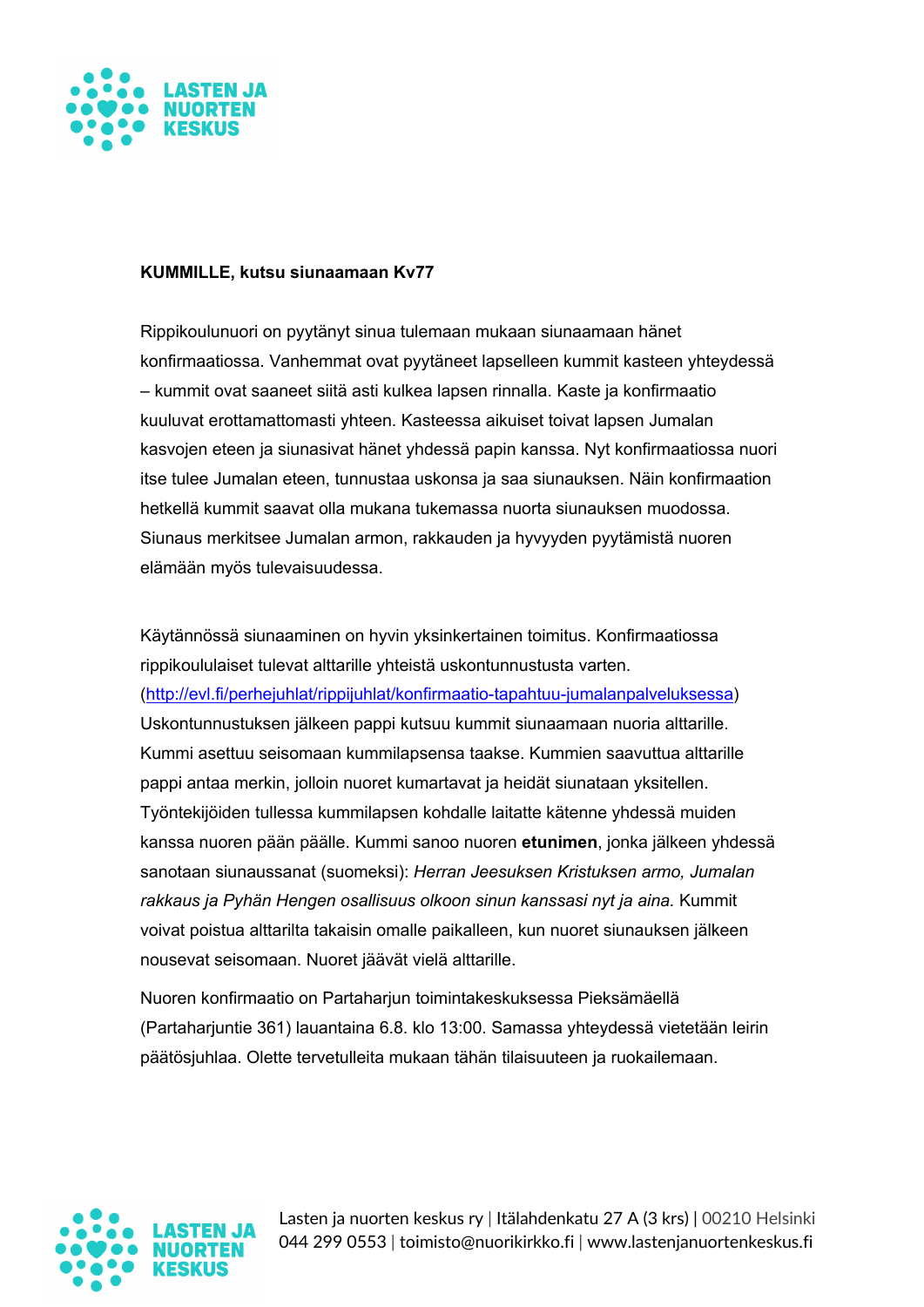**KUMMILLE, kutsu siunaamaan Kv77**

Rippikoulunuori on pyytänyt sinua tulemaan mukaan siunaamaan hänet konfirmaatiossa. Vanhemmat ovat pyytäneet lapselleen kummit kasteen yhteydessä – kummit ovat saaneet siitä asti kulkea lapsen rinnalla. Kaste ja konfirmaatio kuuluvat erottamattomasti yhteen. Kasteessa aikuiset toivat lapsen Jumalan kasvojen eteen ja siunasivat hänet yhdessä papin kanssa. Nyt konfirmaatiossa nuori itse tulee Jumalan eteen, tunnustaa uskonsa ja saa siunauksen. Näin konfirmaation hetkellä kummit saavat olla mukana tukemassa nuorta siunauksen muodossa. Siunaus merkitsee Jumalan armon, rakkauden ja hyvyyden pyytämistä nuoren elämään myös tulevaisuudessa.

Käytännössä siunaaminen on hyvin yksinkertainen toimitus. Konfirmaatiossa rippikoululaiset tulevat alttarille yhteistä uskontunnustusta varten. (http://evl.fi/perhejuhlat/rippijuhlat/konfirmaatio-tapahtuu-jumalanpalveluksessa) Uskontunnustuksen jälkeen pappi kutsuu kummit siunaamaan nuoria alttarille. Kummi asettuu seisomaan kummilapsensa taakse. Kummien saavuttua alttarille pappi antaa merkin, jolloin nuoret kumartavat ja heidät siunataan yksitellen. Työntekijöiden tullessa kummilapsen kohdalle laitatte kätenne yhdessä muiden kanssa nuoren pään päälle. Kummi sanoo nuoren **etunimen**, jonka jälkeen yhdessä sanotaan siunaussanat (suomeksi): *Herran Jeesuksen Kristuksen armo, Jumalan rakkaus ja Pyhän Hengen osallisuus olkoon sinun kanssasi nyt ja aina.* Kummit voivat poistua alttarilta takaisin omalle paikalleen, kun nuoret siunauksen jälkeen nousevat seisomaan. Nuoret jäävät vielä alttarille.

Nuoren konfirmaatio on Partaharjun toimintakeskuksessa Pieksämäellä (Partaharjuntie 361) lauantaina 6.8. klo 13:00. Samassa yhteydessä vietetään leirin päätösjuhlaa. Olette tervetulleita mukaan tähän tilaisuuteen ja ruokailemaan.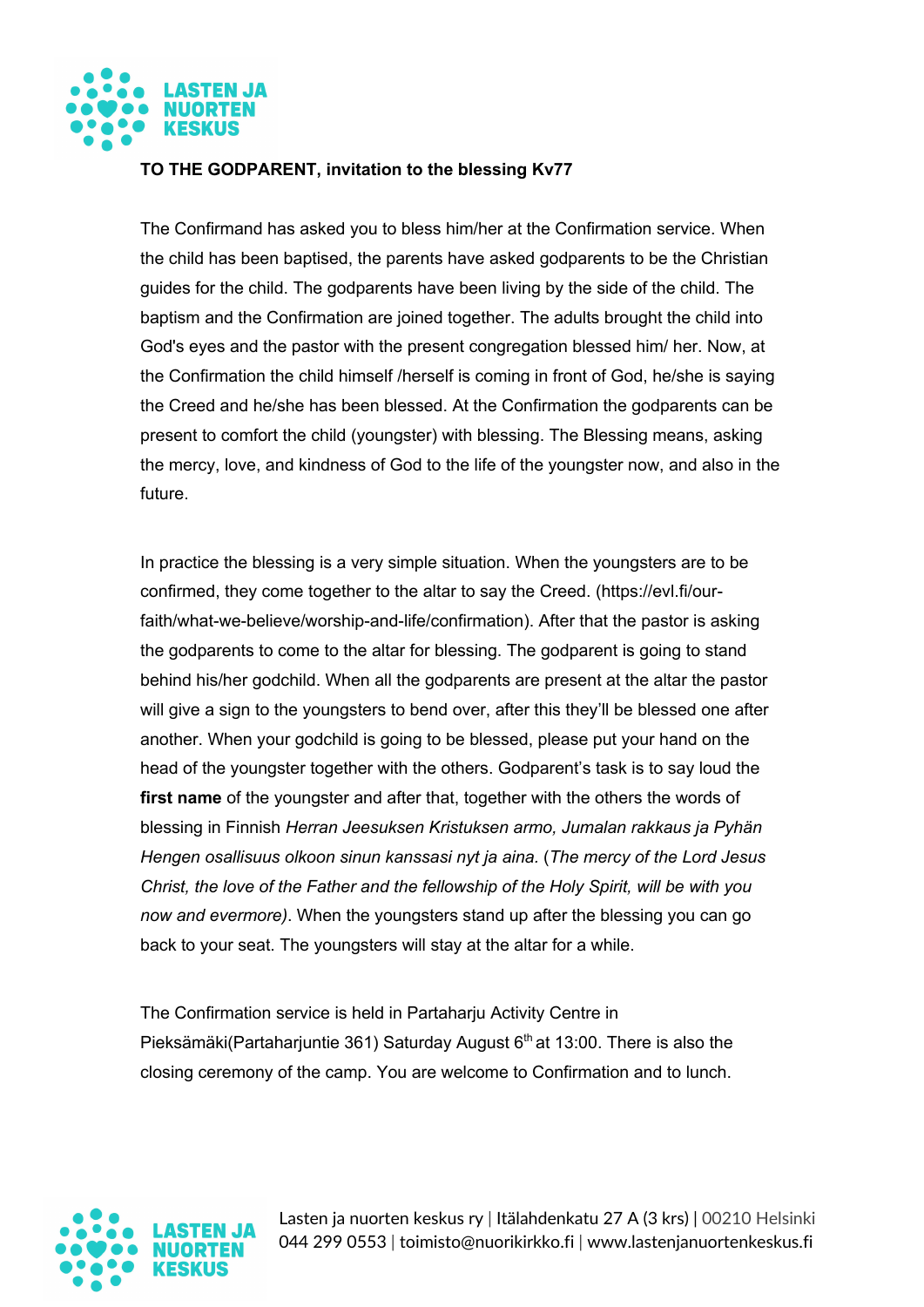**TO THE GODPARENT, invitation to the blessing Kv77**

The Confirmand has asked you to bless him/her at the Confirmation service. When the child has been baptised, the parents have asked godparents to be the Christian guides for the child. The godparents have been living by the side of the child. The baptism and the Confirmation are joined together. The adults brought the child into God's eyes and the pastor with the present congregation blessed him/ her. Now, at the Confirmation the child himself /herself is coming in front of God, he/she is saying the Creed and he/she has been blessed. At the Confirmation the godparents can be present to comfort the child (youngster) with blessing. The Blessing means, asking the mercy, love, and kindness of God to the life of the youngster now, and also in the future.

In practice the blessing is a very simple situation. When the youngsters are to be confirmed, they come together to the altar to say the Creed. (https://evl.fi/our-faith/what-we-believe/worship-and-life/confirmation). After that the pastor is asking the godparents to come to the altar for blessing. The godparent is going to stand behind his/her godchild. When all the godparents are present at the altar the pastor will give a sign to the youngsters to bend over, after this they'll be blessed one after another. When your godchild is going to be blessed, please put your hand on the head of the youngster together with the others. Godparent's task is to say loud the **first name** of the youngster and after that, together with the others the words of blessing in Finnish *Herran Jeesuksen Kristuksen armo, Jumalan rakkaus ja Pyhän Hengen osallisuus olkoon sinun kanssasi nyt ja aina.* (*The mercy of the Lord Jesus Christ, the love of the Father and the fellowship of the Holy Spirit, will be with you now and evermore)*. When the youngsters stand up after the blessing you can go back to your seat. The youngsters will stay at the altar for a while.

The Confirmation service is held in Partaharju Activity Centre in Pieksämäki(Partaharjuntie 361) Saturday August 6th at 13:00. There is also the closing ceremony of the camp. You are welcome to Confirmation and to lunch.

Lasten ja nuorten keskus ry | Itälahdenkatu 27 A (3 krs) | 00210 Helsinki
044 299 0553 | toimisto@nuorikirkko.fi | www.lastenjanuortenkeskus.fi